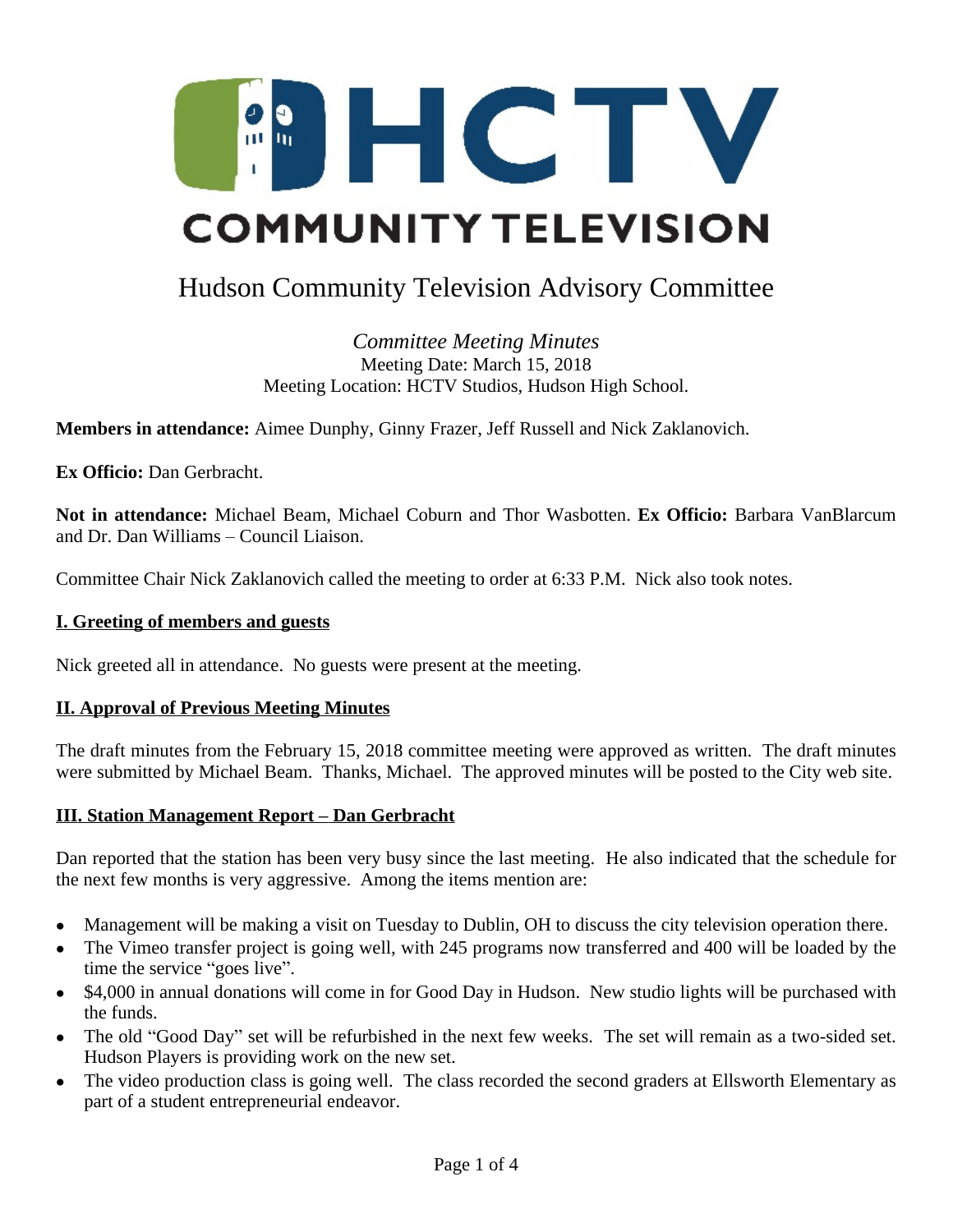HCTV COMMUNITY TELEVISION

# Hudson Community Television Advisory Committee

*Committee Meeting Minutes*
Meeting Date: March 15, 2018
Meeting Location: HCTV Studios, Hudson High School.

**Members in attendance:** Aimee Dunphy, Ginny Frazer, Jeff Russell and Nick Zaklanovich.

**Ex Officio:** Dan Gerbracht.

**Not in attendance:** Michael Beam, Michael Coburn and Thor Wasbotten. **Ex Officio:** Barbara VanBlarcum and Dr. Dan Williams – Council Liaison.

Committee Chair Nick Zaklanovich called the meeting to order at 6:33 P.M. Nick also took notes.

## I. Greeting of members and guests

Nick greeted all in attendance. No guests were present at the meeting.

## II. Approval of Previous Meeting Minutes

The draft minutes from the February 15, 2018 committee meeting were approved as written. The draft minutes were submitted by Michael Beam. Thanks, Michael. The approved minutes will be posted to the City web site.

## III. Station Management Report – Dan Gerbracht

Dan reported that the station has been very busy since the last meeting. He also indicated that the schedule for the next few months is very aggressive. Among the items mention are:

- Management will be making a visit on Tuesday to Dublin, OH to discuss the city television operation there.
- The Vimeo transfer project is going well, with 245 programs now transferred and 400 will be loaded by the time the service "goes live".
- $4,000 in annual donations will come in for Good Day in Hudson. New studio lights will be purchased with the funds.
- The old "Good Day" set will be refurbished in the next few weeks. The set will remain as a two-sided set. Hudson Players is providing work on the new set.
- The video production class is going well. The class recorded the second graders at Ellsworth Elementary as part of a student entrepreneurial endeavor.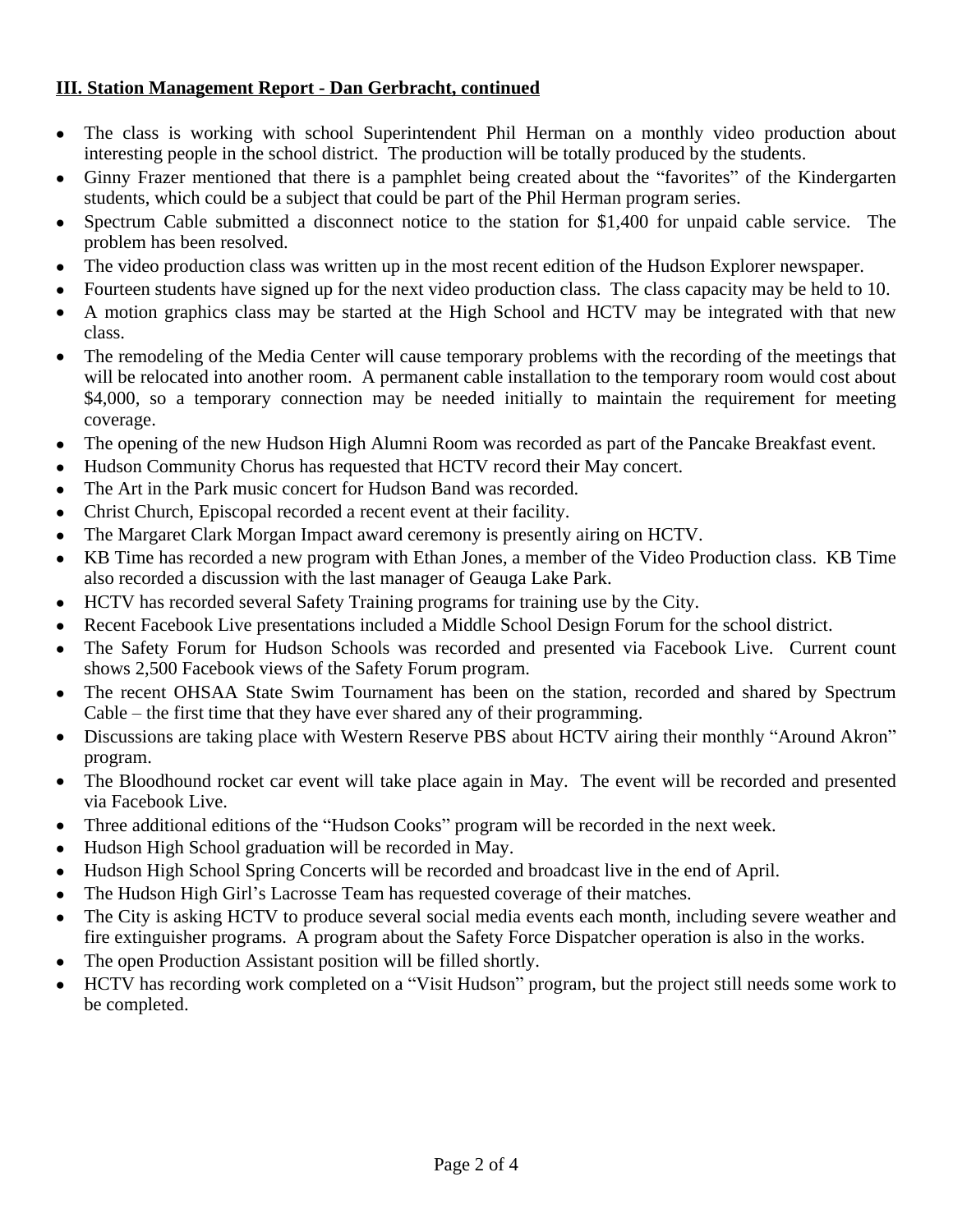**III. Station Management Report - Dan Gerbracht, continued**

- The class is working with school Superintendent Phil Herman on a monthly video production about interesting people in the school district. The production will be totally produced by the students.
- Ginny Frazer mentioned that there is a pamphlet being created about the "favorites" of the Kindergarten students, which could be a subject that could be part of the Phil Herman program series.
- Spectrum Cable submitted a disconnect notice to the station for $1,400 for unpaid cable service. The problem has been resolved.
- The video production class was written up in the most recent edition of the Hudson Explorer newspaper.
- Fourteen students have signed up for the next video production class. The class capacity may be held to 10.
- A motion graphics class may be started at the High School and HCTV may be integrated with that new class.
- The remodeling of the Media Center will cause temporary problems with the recording of the meetings that will be relocated into another room. A permanent cable installation to the temporary room would cost about $4,000, so a temporary connection may be needed initially to maintain the requirement for meeting coverage.
- The opening of the new Hudson High Alumni Room was recorded as part of the Pancake Breakfast event.
- Hudson Community Chorus has requested that HCTV record their May concert.
- The Art in the Park music concert for Hudson Band was recorded.
- Christ Church, Episcopal recorded a recent event at their facility.
- The Margaret Clark Morgan Impact award ceremony is presently airing on HCTV.
- KB Time has recorded a new program with Ethan Jones, a member of the Video Production class. KB Time also recorded a discussion with the last manager of Geauga Lake Park.
- HCTV has recorded several Safety Training programs for training use by the City.
- Recent Facebook Live presentations included a Middle School Design Forum for the school district.
- The Safety Forum for Hudson Schools was recorded and presented via Facebook Live. Current count shows 2,500 Facebook views of the Safety Forum program.
- The recent OHSAA State Swim Tournament has been on the station, recorded and shared by Spectrum Cable – the first time that they have ever shared any of their programming.
- Discussions are taking place with Western Reserve PBS about HCTV airing their monthly "Around Akron" program.
- The Bloodhound rocket car event will take place again in May. The event will be recorded and presented via Facebook Live.
- Three additional editions of the "Hudson Cooks" program will be recorded in the next week.
- Hudson High School graduation will be recorded in May.
- Hudson High School Spring Concerts will be recorded and broadcast live in the end of April.
- The Hudson High Girl's Lacrosse Team has requested coverage of their matches.
- The City is asking HCTV to produce several social media events each month, including severe weather and fire extinguisher programs. A program about the Safety Force Dispatcher operation is also in the works.
- The open Production Assistant position will be filled shortly.
- HCTV has recording work completed on a "Visit Hudson" program, but the project still needs some work to be completed.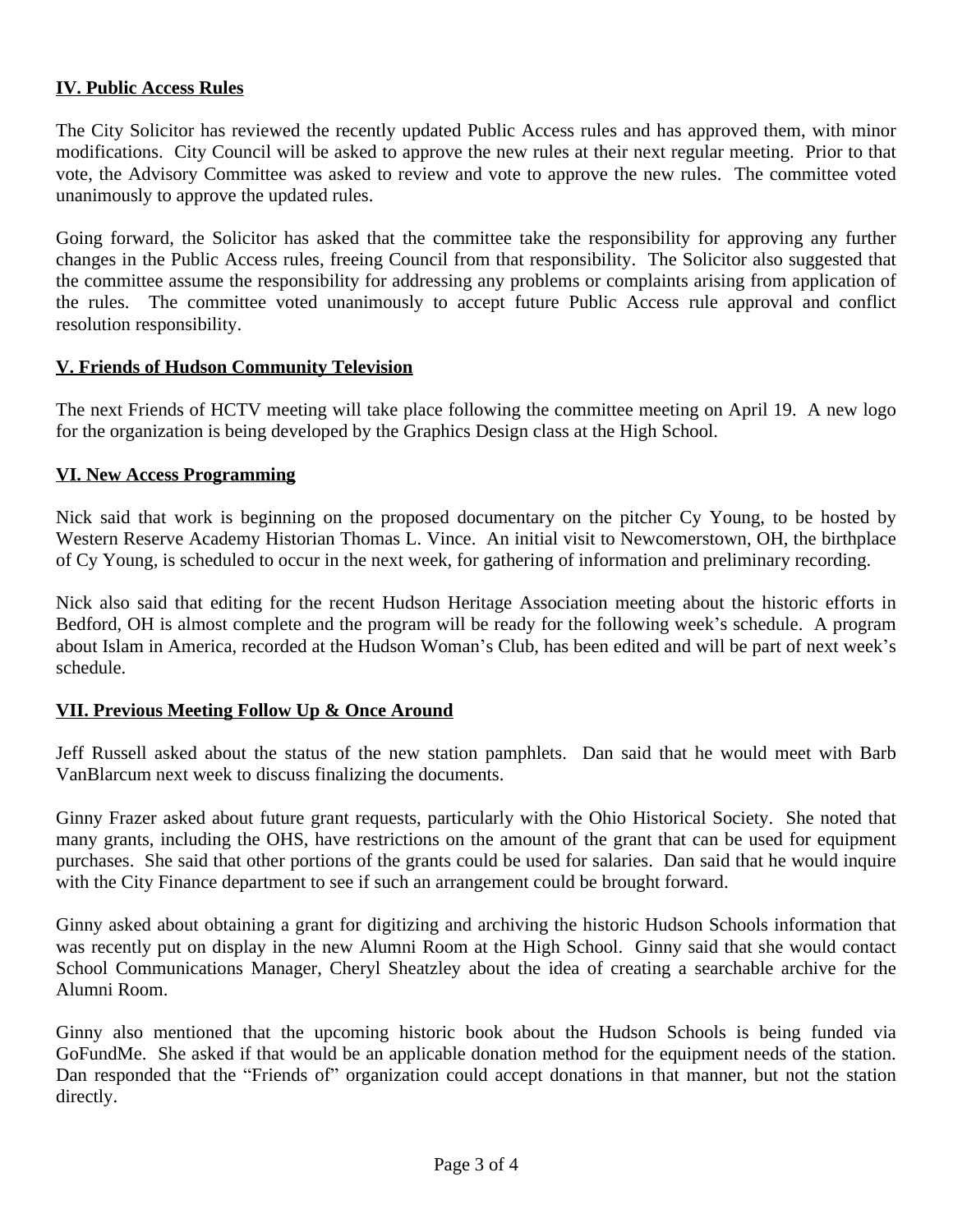**IV. Public Access Rules**

The City Solicitor has reviewed the recently updated Public Access rules and has approved them, with minor modifications. City Council will be asked to approve the new rules at their next regular meeting. Prior to that vote, the Advisory Committee was asked to review and vote to approve the new rules. The committee voted unanimously to approve the updated rules.

Going forward, the Solicitor has asked that the committee take the responsibility for approving any further changes in the Public Access rules, freeing Council from that responsibility. The Solicitor also suggested that the committee assume the responsibility for addressing any problems or complaints arising from application of the rules. The committee voted unanimously to accept future Public Access rule approval and conflict resolution responsibility.

**V. Friends of Hudson Community Television**

The next Friends of HCTV meeting will take place following the committee meeting on April 19. A new logo for the organization is being developed by the Graphics Design class at the High School.

**VI. New Access Programming**

Nick said that work is beginning on the proposed documentary on the pitcher Cy Young, to be hosted by Western Reserve Academy Historian Thomas L. Vince. An initial visit to Newcomerstown, OH, the birthplace of Cy Young, is scheduled to occur in the next week, for gathering of information and preliminary recording.

Nick also said that editing for the recent Hudson Heritage Association meeting about the historic efforts in Bedford, OH is almost complete and the program will be ready for the following week's schedule. A program about Islam in America, recorded at the Hudson Woman's Club, has been edited and will be part of next week's schedule.

**VII. Previous Meeting Follow Up & Once Around**

Jeff Russell asked about the status of the new station pamphlets. Dan said that he would meet with Barb VanBlarcum next week to discuss finalizing the documents.

Ginny Frazer asked about future grant requests, particularly with the Ohio Historical Society. She noted that many grants, including the OHS, have restrictions on the amount of the grant that can be used for equipment purchases. She said that other portions of the grants could be used for salaries. Dan said that he would inquire with the City Finance department to see if such an arrangement could be brought forward.

Ginny asked about obtaining a grant for digitizing and archiving the historic Hudson Schools information that was recently put on display in the new Alumni Room at the High School. Ginny said that she would contact School Communications Manager, Cheryl Sheatzley about the idea of creating a searchable archive for the Alumni Room.

Ginny also mentioned that the upcoming historic book about the Hudson Schools is being funded via GoFundMe. She asked if that would be an applicable donation method for the equipment needs of the station. Dan responded that the "Friends of" organization could accept donations in that manner, but not the station directly.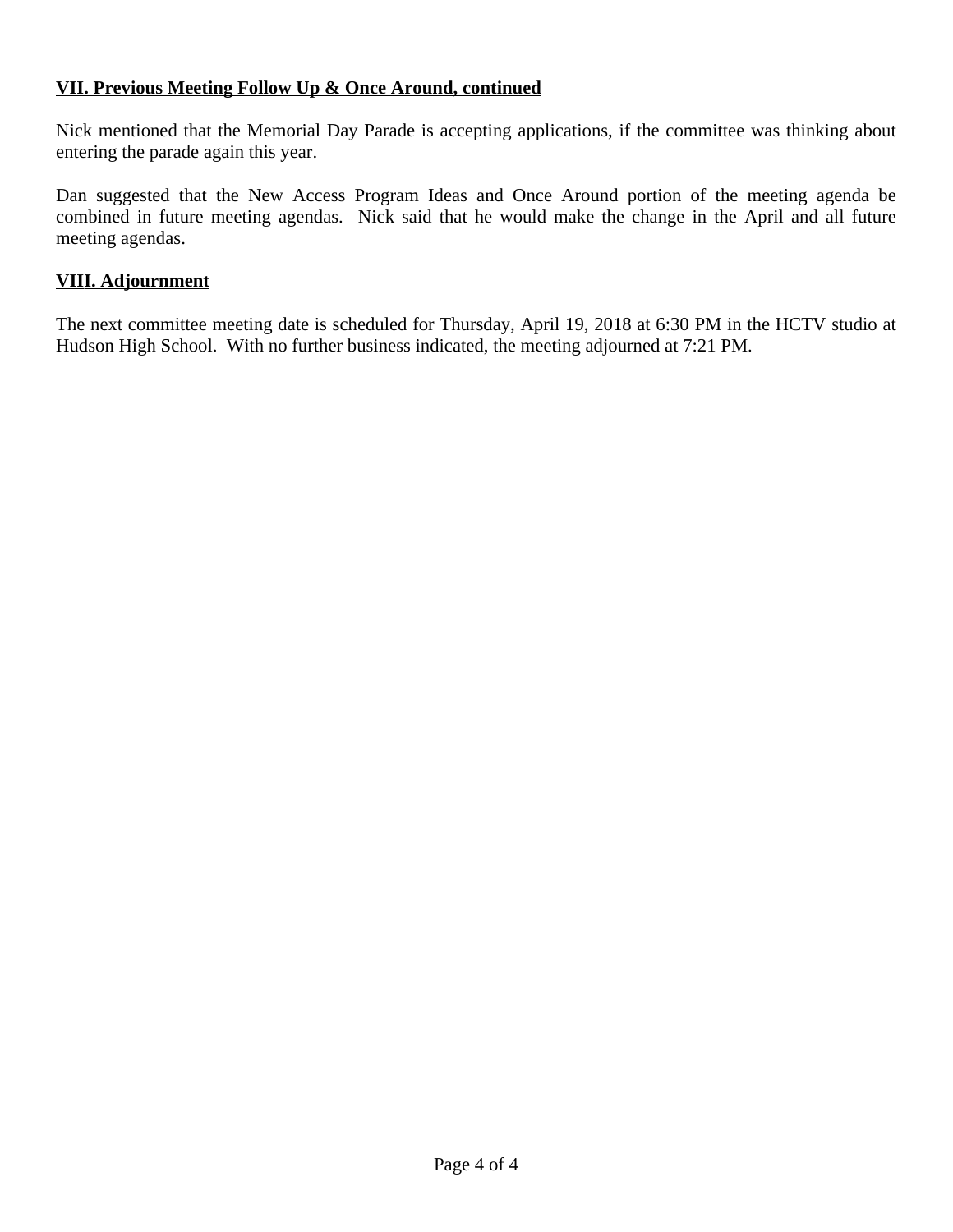## VII. Previous Meeting Follow Up & Once Around, continued

Nick mentioned that the Memorial Day Parade is accepting applications, if the committee was thinking about entering the parade again this year.

Dan suggested that the New Access Program Ideas and Once Around portion of the meeting agenda be combined in future meeting agendas. Nick said that he would make the change in the April and all future meeting agendas.

## VIII. Adjournment

The next committee meeting date is scheduled for Thursday, April 19, 2018 at 6:30 PM in the HCTV studio at Hudson High School. With no further business indicated, the meeting adjourned at 7:21 PM.